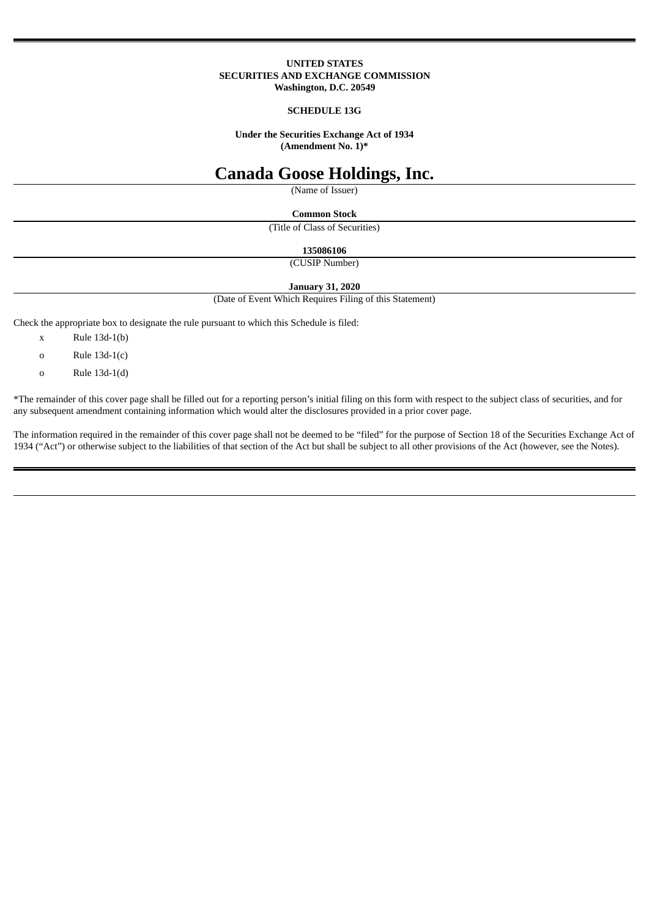**UNITED STATES**
**SECURITIES AND EXCHANGE COMMISSION**
**Washington, D.C. 20549**

**SCHEDULE 13G**

**Under the Securities Exchange Act of 1934**
**(Amendment No. 1)***

# Canada Goose Holdings, Inc.

(Name of Issuer)

**Common Stock**

(Title of Class of Securities)

**135086106**

(CUSIP Number)

**January 31, 2020**

(Date of Event Which Requires Filing of this Statement)

Check the appropriate box to designate the rule pursuant to which this Schedule is filed:

x Rule 13d-1(b)

o Rule 13d-1(c)

o Rule 13d-1(d)

*The remainder of this cover page shall be filled out for a reporting person's initial filing on this form with respect to the subject class of securities, and for any subsequent amendment containing information which would alter the disclosures provided in a prior cover page.

The information required in the remainder of this cover page shall not be deemed to be "filed" for the purpose of Section 18 of the Securities Exchange Act of 1934 ("Act") or otherwise subject to the liabilities of that section of the Act but shall be subject to all other provisions of the Act (however, see the Notes).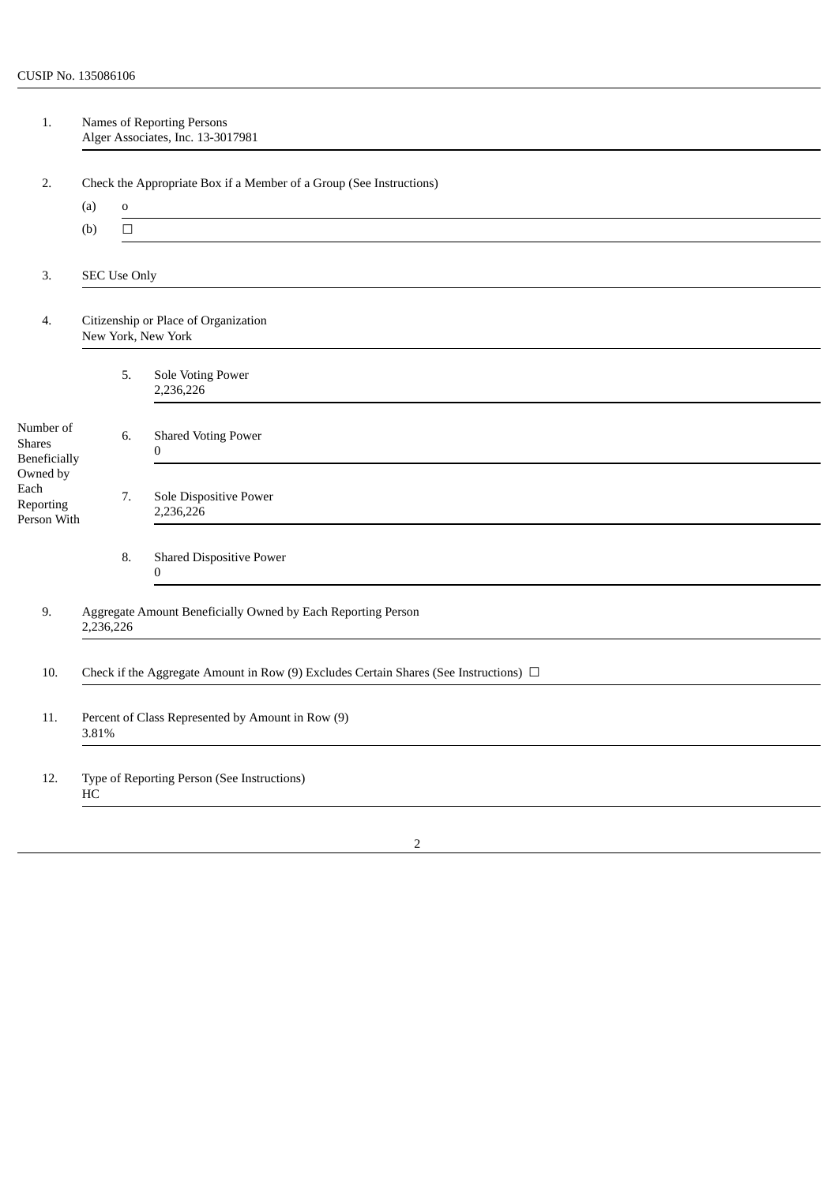CUSIP No. 135086106

| | | | |
|---|---|---|---|
| 1. | Names of Reporting Persons<br>Alger Associates, Inc. 13-3017981 | | |
| 2. | Check the Appropriate Box if a Member of a Group (See Instructions)<br>(a) o<br>(b) ☐ | | |
| 3. | SEC Use Only | | |
| 4. | Citizenship or Place of Organization<br>New York, New York | | |
| Number of Shares Beneficially Owned by Each Reporting Person With | 5. | Sole Voting Power<br>2,236,226 | |
| | 6. | Shared Voting Power<br>0 | |
| | 7. | Sole Dispositive Power<br>2,236,226 | |
| | 8. | Shared Dispositive Power<br>0 | |
| 9. | Aggregate Amount Beneficially Owned by Each Reporting Person<br>2,236,226 | | |
| 10. | Check if the Aggregate Amount in Row (9) Excludes Certain Shares (See Instructions) ☐ | | |
| 11. | Percent of Class Represented by Amount in Row (9)<br>3.81% | | |
| 12. | Type of Reporting Person (See Instructions)<br>HC | | |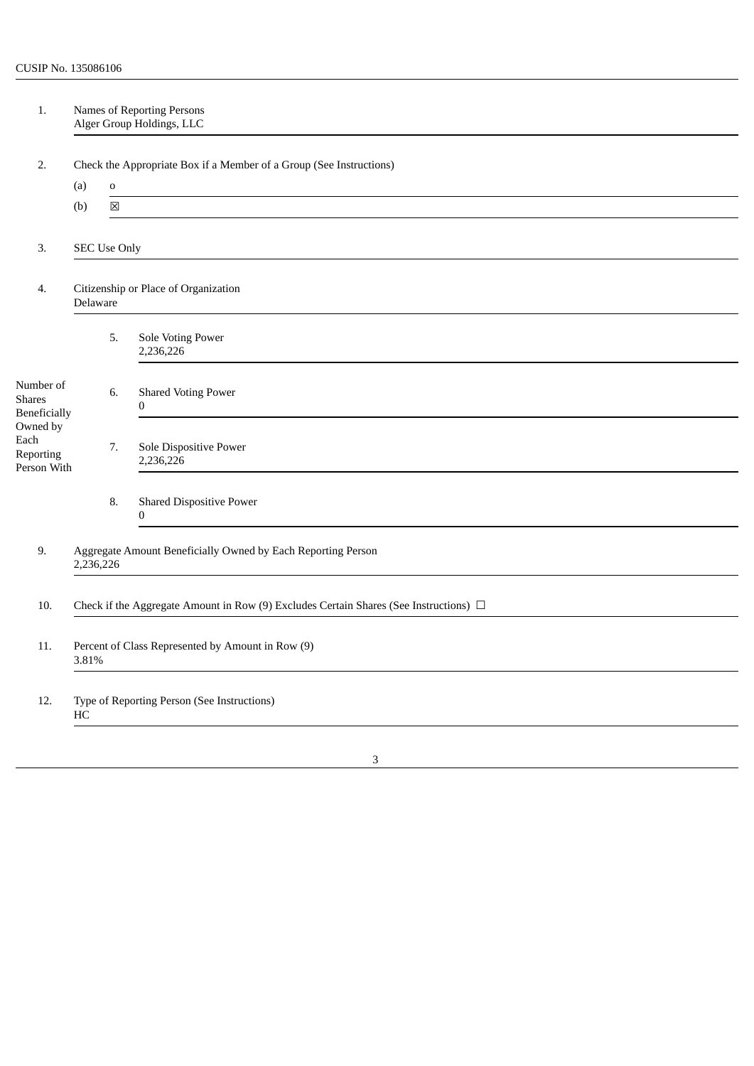CUSIP No. 135086106

| | | |
|---|---|---|
| 1. | Names of Reporting Persons<br>Alger Group Holdings, LLC | |
| 2. | Check the Appropriate Box if a Member of a Group (See Instructions)<br>(a) o<br>(b) ☒ | |
| 3. | SEC Use Only | |
| 4. | Citizenship or Place of Organization<br>Delaware | |
| Number of Shares Beneficially Owned by Each Reporting Person With | 5. | Sole Voting Power<br>2,236,226 |
| | 6. | Shared Voting Power<br>0 |
| | 7. | Sole Dispositive Power<br>2,236,226 |
| | 8. | Shared Dispositive Power<br>0 |
| 9. | Aggregate Amount Beneficially Owned by Each Reporting Person<br>2,236,226 | |
| 10. | Check if the Aggregate Amount in Row (9) Excludes Certain Shares (See Instructions) ☐ | |
| 11. | Percent of Class Represented by Amount in Row (9)<br>3.81% | |
| 12. | Type of Reporting Person (See Instructions)<br>HC | |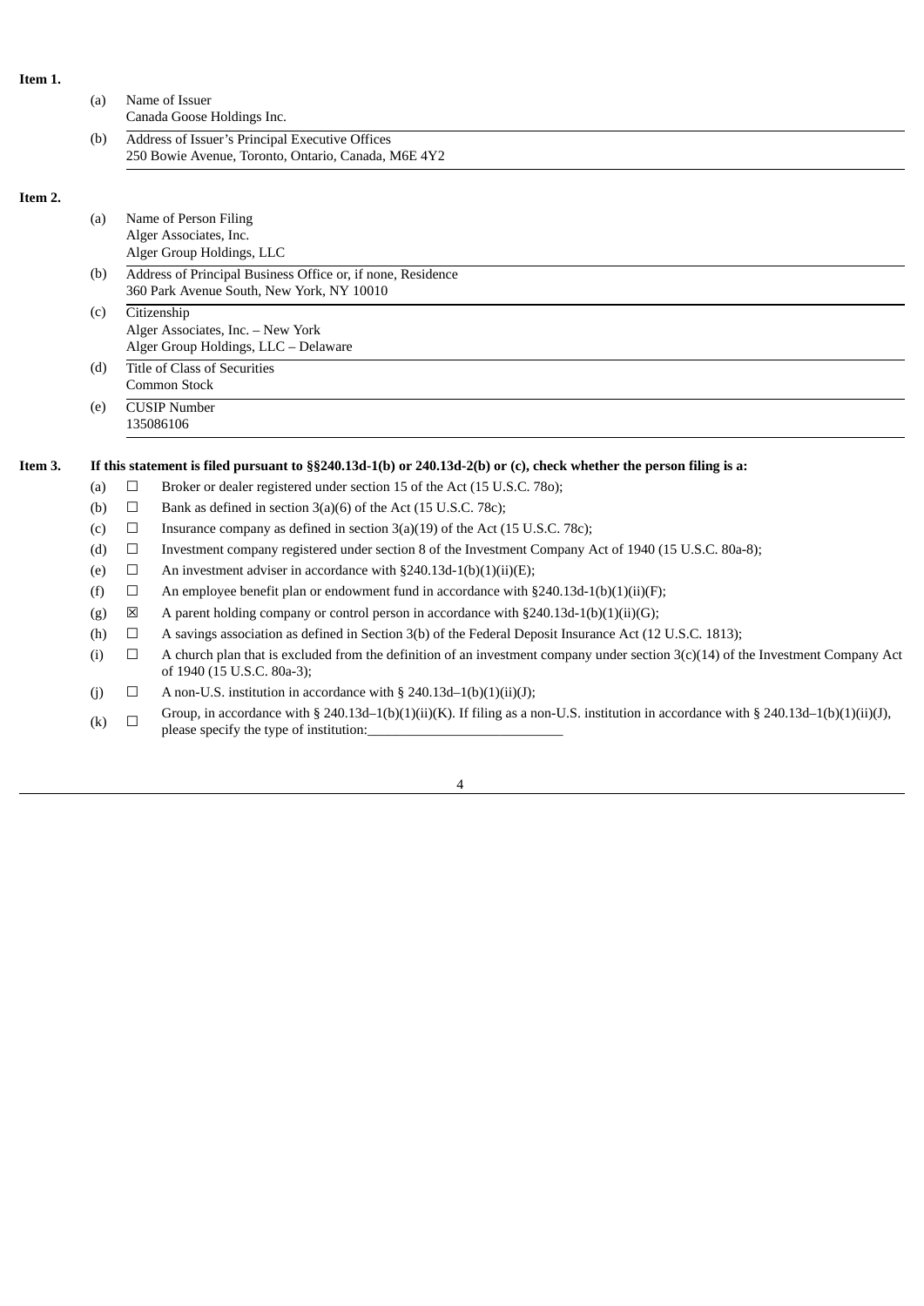**Item 1.**

(a) Name of Issuer
Canada Goose Holdings Inc.

(b) Address of Issuer's Principal Executive Offices
250 Bowie Avenue, Toronto, Ontario, Canada, M6E 4Y2

**Item 2.**

(a) Name of Person Filing
Alger Associates, Inc.
Alger Group Holdings, LLC

(b) Address of Principal Business Office or, if none, Residence
360 Park Avenue South, New York, NY 10010

(c) Citizenship
Alger Associates, Inc. – New York
Alger Group Holdings, LLC – Delaware

(d) Title of Class of Securities
Common Stock

(e) CUSIP Number
135086106

**Item 3. If this statement is filed pursuant to §§240.13d-1(b) or 240.13d-2(b) or (c), check whether the person filing is a:**

(a) ☐ Broker or dealer registered under section 15 of the Act (15 U.S.C. 78o);

(b) ☐ Bank as defined in section 3(a)(6) of the Act (15 U.S.C. 78c);

(c) ☐ Insurance company as defined in section 3(a)(19) of the Act (15 U.S.C. 78c);

(d) ☐ Investment company registered under section 8 of the Investment Company Act of 1940 (15 U.S.C. 80a-8);

(e) ☐ An investment adviser in accordance with §240.13d-1(b)(1)(ii)(E);

(f) ☐ An employee benefit plan or endowment fund in accordance with §240.13d-1(b)(1)(ii)(F);

(g) ☒ A parent holding company or control person in accordance with §240.13d-1(b)(1)(ii)(G);

(h) ☐ A savings association as defined in Section 3(b) of the Federal Deposit Insurance Act (12 U.S.C. 1813);

(i) ☐ A church plan that is excluded from the definition of an investment company under section 3(c)(14) of the Investment Company Act of 1940 (15 U.S.C. 80a-3);

(j) ☐ A non-U.S. institution in accordance with § 240.13d–1(b)(1)(ii)(J);

(k) ☐ Group, in accordance with § 240.13d–1(b)(1)(ii)(K). If filing as a non-U.S. institution in accordance with § 240.13d–1(b)(1)(ii)(J), please specify the type of institution:\_\_\_\_\_\_\_\_\_\_\_\_\_\_\_\_\_\_\_\_\_\_\_\_\_\_\_\_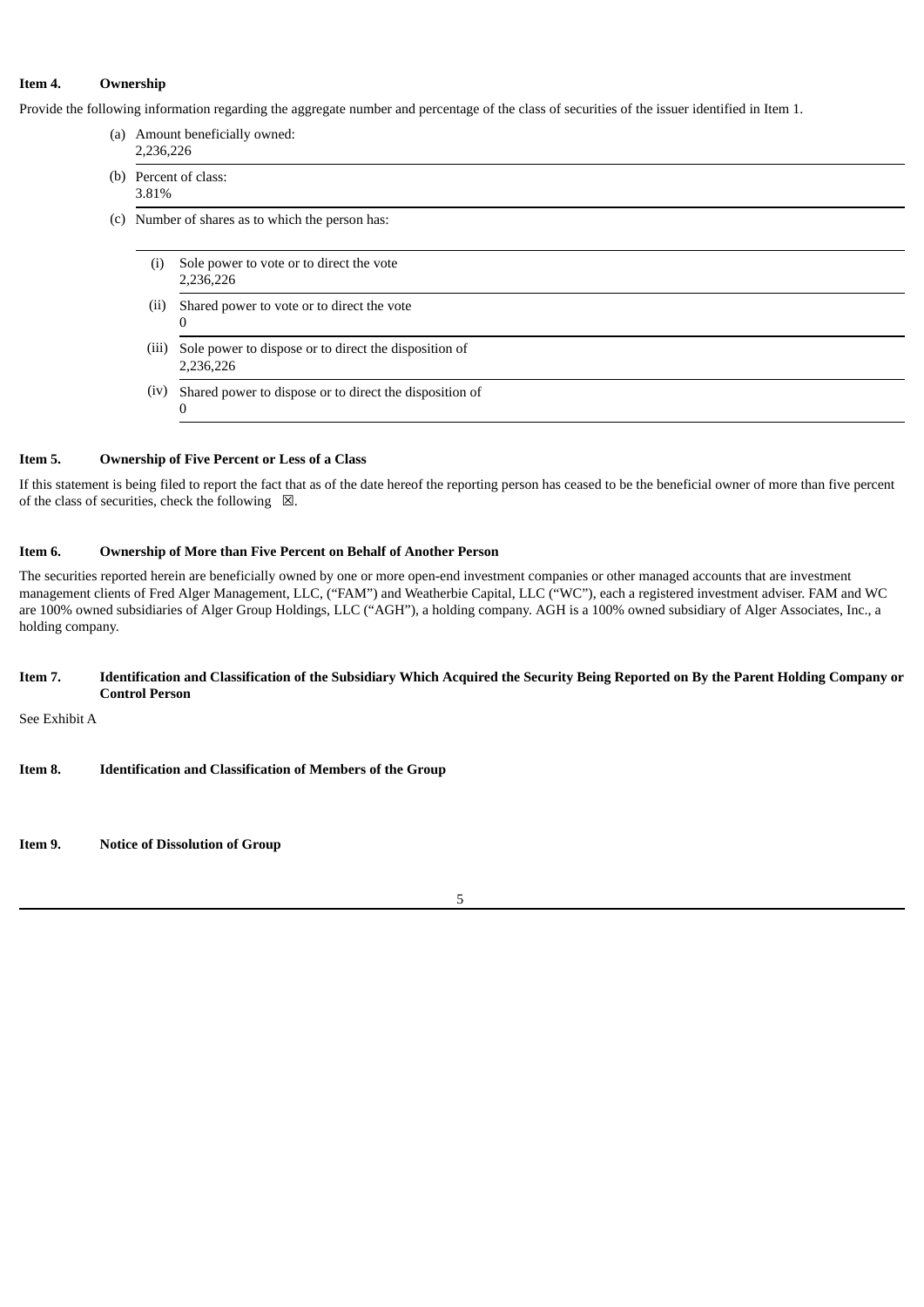**Item 4. Ownership**

Provide the following information regarding the aggregate number and percentage of the class of securities of the issuer identified in Item 1.

(a) Amount beneficially owned:
2,236,226

(b) Percent of class:
3.81%

(c) Number of shares as to which the person has:

(i) Sole power to vote or to direct the vote
2,236,226

(ii) Shared power to vote or to direct the vote
0

(iii) Sole power to dispose or to direct the disposition of
2,236,226

(iv) Shared power to dispose or to direct the disposition of
0

**Item 5. Ownership of Five Percent or Less of a Class**

If this statement is being filed to report the fact that as of the date hereof the reporting person has ceased to be the beneficial owner of more than five percent of the class of securities, check the following ☒.

**Item 6. Ownership of More than Five Percent on Behalf of Another Person**

The securities reported herein are beneficially owned by one or more open-end investment companies or other managed accounts that are investment management clients of Fred Alger Management, LLC, ("FAM") and Weatherbie Capital, LLC ("WC"), each a registered investment adviser. FAM and WC are 100% owned subsidiaries of Alger Group Holdings, LLC ("AGH"), a holding company. AGH is a 100% owned subsidiary of Alger Associates, Inc., a holding company.

**Item 7. Identification and Classification of the Subsidiary Which Acquired the Security Being Reported on By the Parent Holding Company or Control Person**

See Exhibit A

**Item 8. Identification and Classification of Members of the Group**

**Item 9. Notice of Dissolution of Group**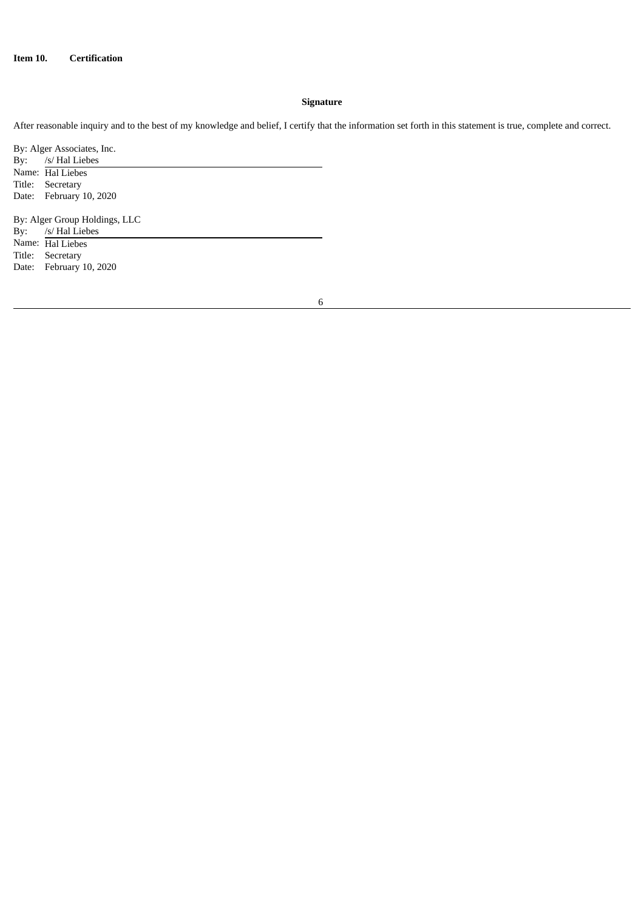**Item 10. Certification**

**Signature**

After reasonable inquiry and to the best of my knowledge and belief, I certify that the information set forth in this statement is true, complete and correct.

By: Alger Associates, Inc.
By: /s/ Hal Liebes
Name: Hal Liebes
Title: Secretary
Date: February 10, 2020

By: Alger Group Holdings, LLC
By: /s/ Hal Liebes
Name: Hal Liebes
Title: Secretary
Date: February 10, 2020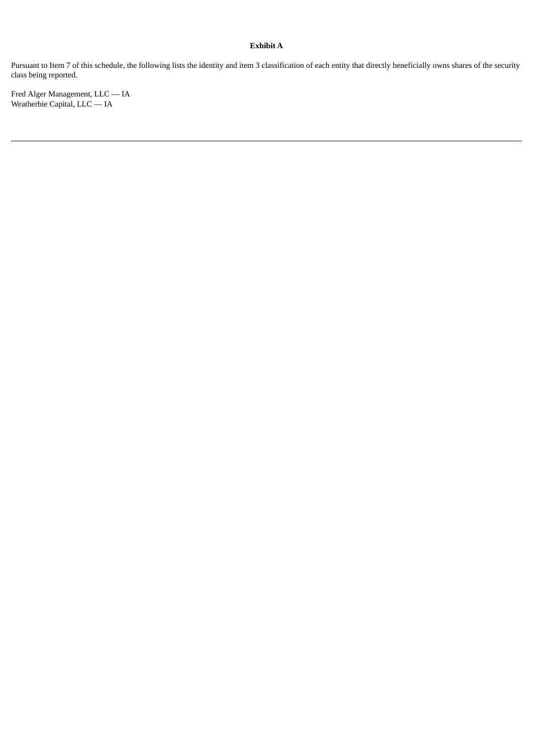**Exhibit A**

Pursuant to Item 7 of this schedule, the following lists the identity and item 3 classification of each entity that directly beneficially owns shares of the security class being reported.

Fred Alger Management, LLC — IA
Weatherbie Capital, LLC — IA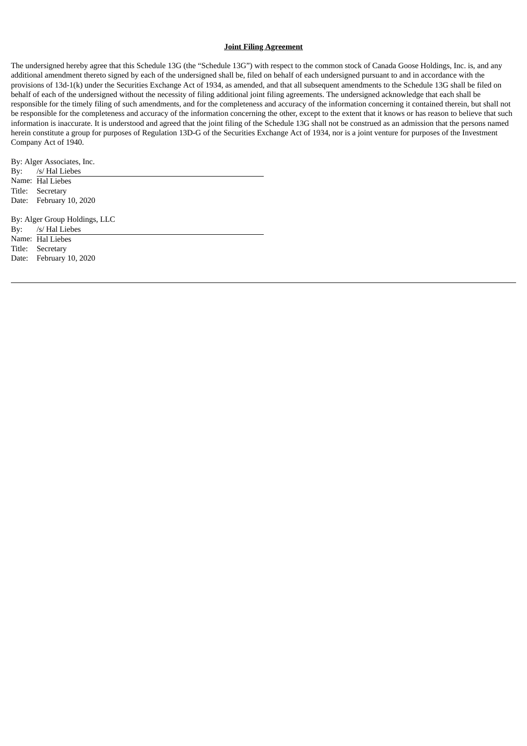**Joint Filing Agreement**

The undersigned hereby agree that this Schedule 13G (the "Schedule 13G") with respect to the common stock of Canada Goose Holdings, Inc. is, and any additional amendment thereto signed by each of the undersigned shall be, filed on behalf of each undersigned pursuant to and in accordance with the provisions of 13d-1(k) under the Securities Exchange Act of 1934, as amended, and that all subsequent amendments to the Schedule 13G shall be filed on behalf of each of the undersigned without the necessity of filing additional joint filing agreements. The undersigned acknowledge that each shall be responsible for the timely filing of such amendments, and for the completeness and accuracy of the information concerning it contained therein, but shall not be responsible for the completeness and accuracy of the information concerning the other, except to the extent that it knows or has reason to believe that such information is inaccurate. It is understood and agreed that the joint filing of the Schedule 13G shall not be construed as an admission that the persons named herein constitute a group for purposes of Regulation 13D-G of the Securities Exchange Act of 1934, nor is a joint venture for purposes of the Investment Company Act of 1940.

By: Alger Associates, Inc.

By: /s/ Hal Liebes
Name: Hal Liebes
Title: Secretary
Date: February 10, 2020

By: Alger Group Holdings, LLC

By: /s/ Hal Liebes
Name: Hal Liebes
Title: Secretary
Date: February 10, 2020